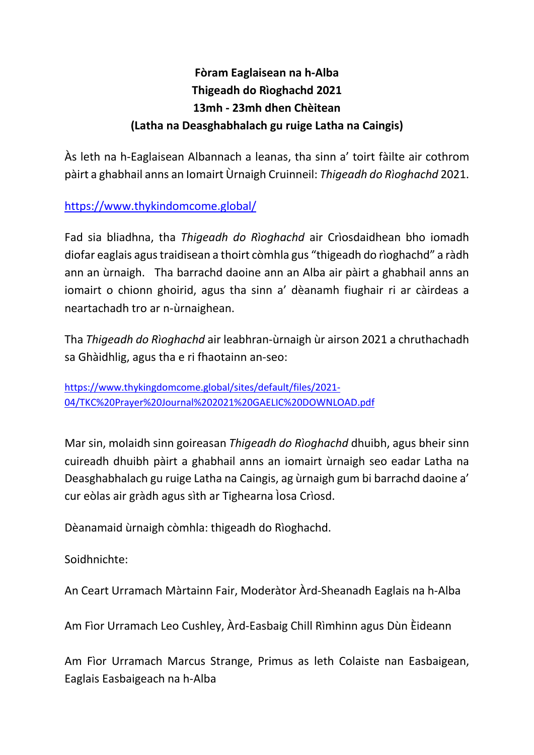**Fòram Eaglaisean na h-Alba**
**Thigeadh do Rìoghachd 2021**
**13mh - 23mh dhen Chèitean**
**(Latha na Deasghabhalach gu ruige Latha na Caingis)**

Às leth na h-Eaglaisean Albannach a leanas, tha sinn a' toirt fàilte air cothrom pàirt a ghabhail anns an Iomairt Ùrnaigh Cruinneil: *Thigeadh do Rìoghachd* 2021.

https://www.thykindomcome.global/

Fad sia bliadhna, tha *Thigeadh do Rìoghachd* air Crìosdaidhean bho iomadh diofar eaglais agus traidisean a thoirt còmhla gus "thigeadh do rìoghachd" a ràdh ann an ùrnaigh. Tha barrachd daoine ann an Alba air pàirt a ghabhail anns an iomairt o chionn ghoirid, agus tha sinn a' dèanamh fiughair ri ar càirdeas a neartachadh tro ar n-ùrnaighean.

Tha *Thigeadh do Rìoghachd* air leabhran-ùrnaigh ùr airson 2021 a chruthachadh sa Ghàidhlig, agus tha e ri fhaotainn an-seo:

https://www.thykingdomcome.global/sites/default/files/2021-04/TKC%20Prayer%20Journal%202021%20GAELIC%20DOWNLOAD.pdf

Mar sin, molaidh sinn goireasan *Thigeadh do Rìoghachd* dhuibh, agus bheir sinn cuireadh dhuibh pàirt a ghabhail anns an iomairt ùrnaigh seo eadar Latha na Deasghabhalach gu ruige Latha na Caingis, ag ùrnaigh gum bi barrachd daoine a' cur eòlas air gràdh agus sìth ar Tighearna Ìosa Crìosd.

Dèanamaid ùrnaigh còmhla: thigeadh do Rìoghachd.

Soidhnichte:

An Ceart Urramach Màrtainn Fair, Moderàtor Àrd-Sheanadh Eaglais na h-Alba

Am Fìor Urramach Leo Cushley, Àrd-Easbaig Chill Rìmhinn agus Dùn Èideann

Am Fìor Urramach Marcus Strange, Primus as leth Colaiste nan Easbaigean, Eaglais Easbaigeach na h-Alba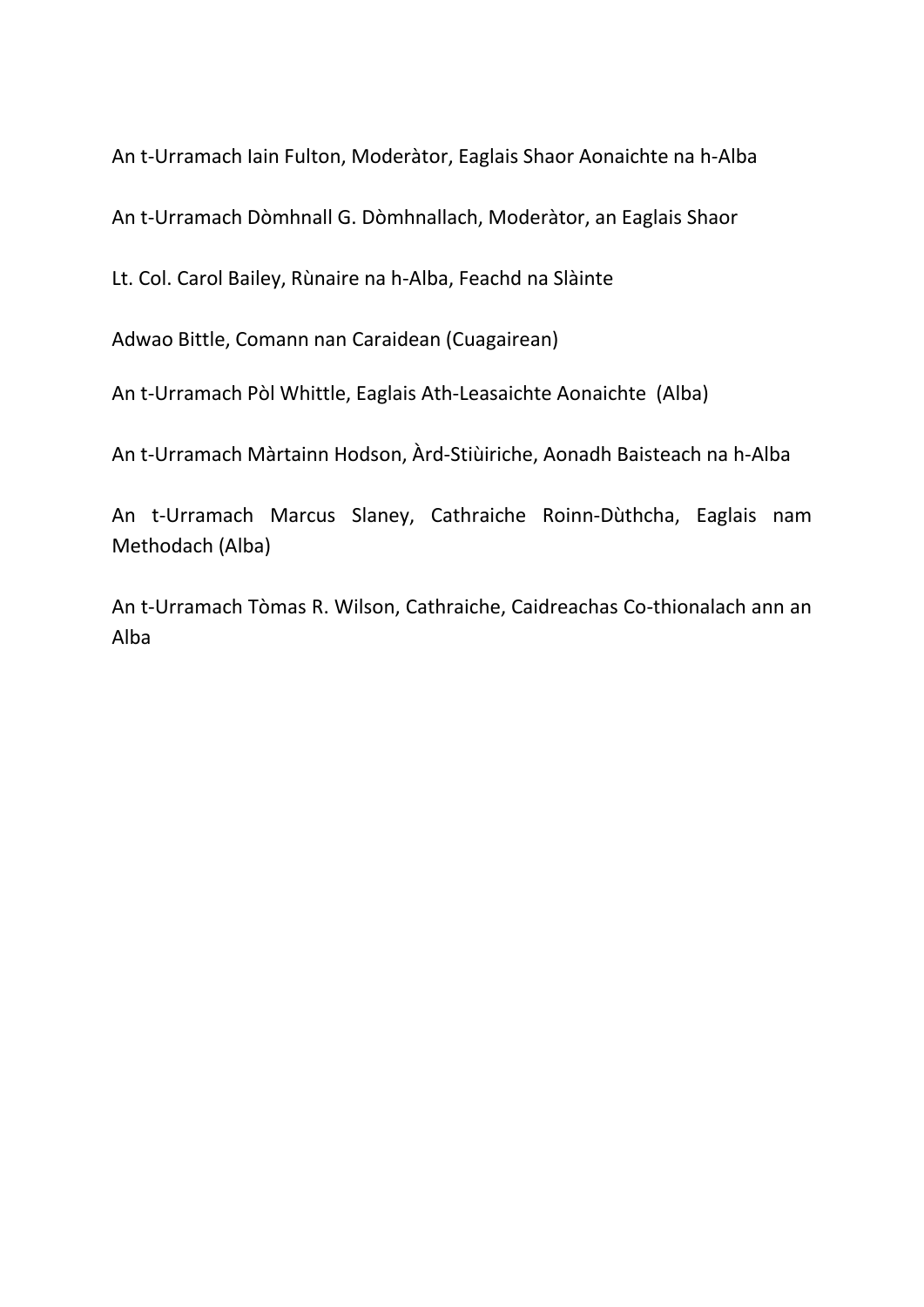An t-Urramach Iain Fulton, Moderàtor, Eaglais Shaor Aonaichte na h-Alba

An t-Urramach Dòmhnall G. Dòmhnallach, Moderàtor, an Eaglais Shaor

Lt. Col. Carol Bailey, Rùnaire na h-Alba, Feachd na Slàinte

Adwao Bittle, Comann nan Caraidean (Cuagairean)

An t-Urramach Pòl Whittle, Eaglais Ath-Leasaichte Aonaichte (Alba)

An t-Urramach Màrtainn Hodson, Àrd-Stiùiriche, Aonadh Baisteach na h-Alba

An t-Urramach Marcus Slaney, Cathraiche Roinn-Dùthcha, Eaglais nam Methodach (Alba)

An t-Urramach Tòmas R. Wilson, Cathraiche, Caidreachas Co-thionalach ann an Alba